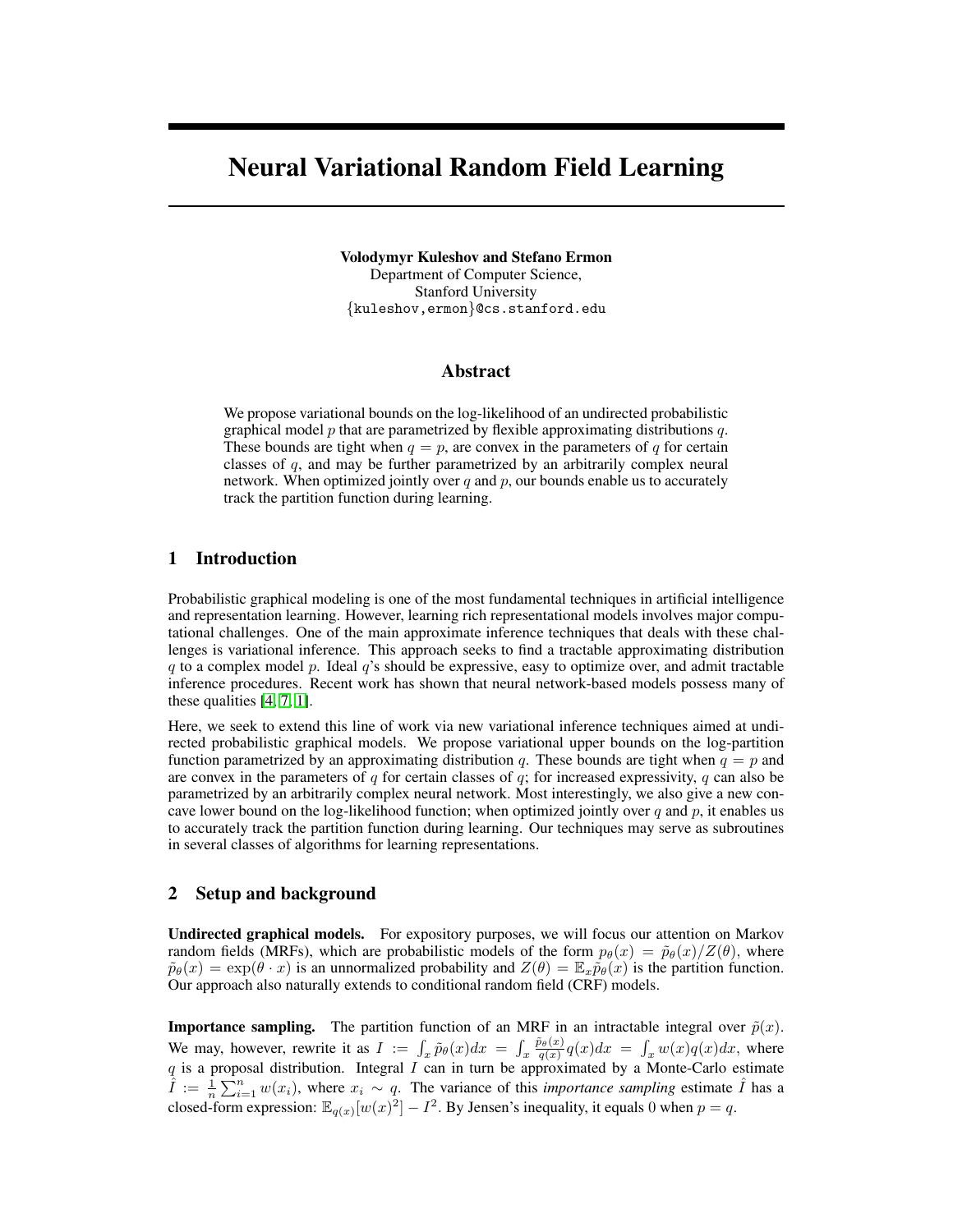# Neural Variational Random Field Learning

**Volodymyr Kuleshov and Stefano Ermon**
Department of Computer Science,
Stanford University
{kuleshov,ermon}@cs.stanford.edu

## Abstract

We propose variational bounds on the log-likelihood of an undirected probabilistic graphical model $p$ that are parametrized by flexible approximating distributions $q$. These bounds are tight when $q = p$, are convex in the parameters of $q$ for certain classes of $q$, and may be further parametrized by an arbitrarily complex neural network. When optimized jointly over $q$ and $p$, our bounds enable us to accurately track the partition function during learning.

## 1 Introduction

Probabilistic graphical modeling is one of the most fundamental techniques in artificial intelligence and representation learning. However, learning rich representational models involves major computational challenges. One of the main approximate inference techniques that deals with these challenges is variational inference. This approach seeks to find a tractable approximating distribution $q$ to a complex model $p$. Ideal $q$'s should be expressive, easy to optimize over, and admit tractable inference procedures. Recent work has shown that neural network-based models possess many of these qualities [4, 7, 1].

Here, we seek to extend this line of work via new variational inference techniques aimed at undirected probabilistic graphical models. We propose variational upper bounds on the log-partition function parametrized by an approximating distribution $q$. These bounds are tight when $q = p$ and are convex in the parameters of $q$ for certain classes of $q$; for increased expressivity, $q$ can also be parametrized by an arbitrarily complex neural network. Most interestingly, we also give a new concave lower bound on the log-likelihood function; when optimized jointly over $q$ and $p$, it enables us to accurately track the partition function during learning. Our techniques may serve as subroutines in several classes of algorithms for learning representations.

## 2 Setup and background

**Undirected graphical models.** For expository purposes, we will focus our attention on Markov random fields (MRFs), which are probabilistic models of the form $p_\theta(x) = \tilde{p}_\theta(x)/Z(\theta)$, where $\tilde{p}_\theta(x) = \exp(\theta \cdot x)$ is an unnormalized probability and $Z(\theta) = \mathbb{E}_x \tilde{p}_\theta(x)$ is the partition function. Our approach also naturally extends to conditional random field (CRF) models.

**Importance sampling.** The partition function of an MRF in an intractable integral over $\tilde{p}(x)$. We may, however, rewrite it as $I := \int_x \tilde{p}_\theta(x)dx = \int_x \frac{\tilde{p}_\theta(x)}{q(x)} q(x)dx = \int_x w(x)q(x)dx$, where $q$ is a proposal distribution. Integral $I$ can in turn be approximated by a Monte-Carlo estimate $\hat{I} := \frac{1}{n}\sum_{i=1}^n w(x_i)$, where $x_i \sim q$. The variance of this *importance sampling* estimate $\hat{I}$ has a closed-form expression: $\mathbb{E}_{q(x)}[w(x)^2] - I^2$. By Jensen's inequality, it equals 0 when $p = q$.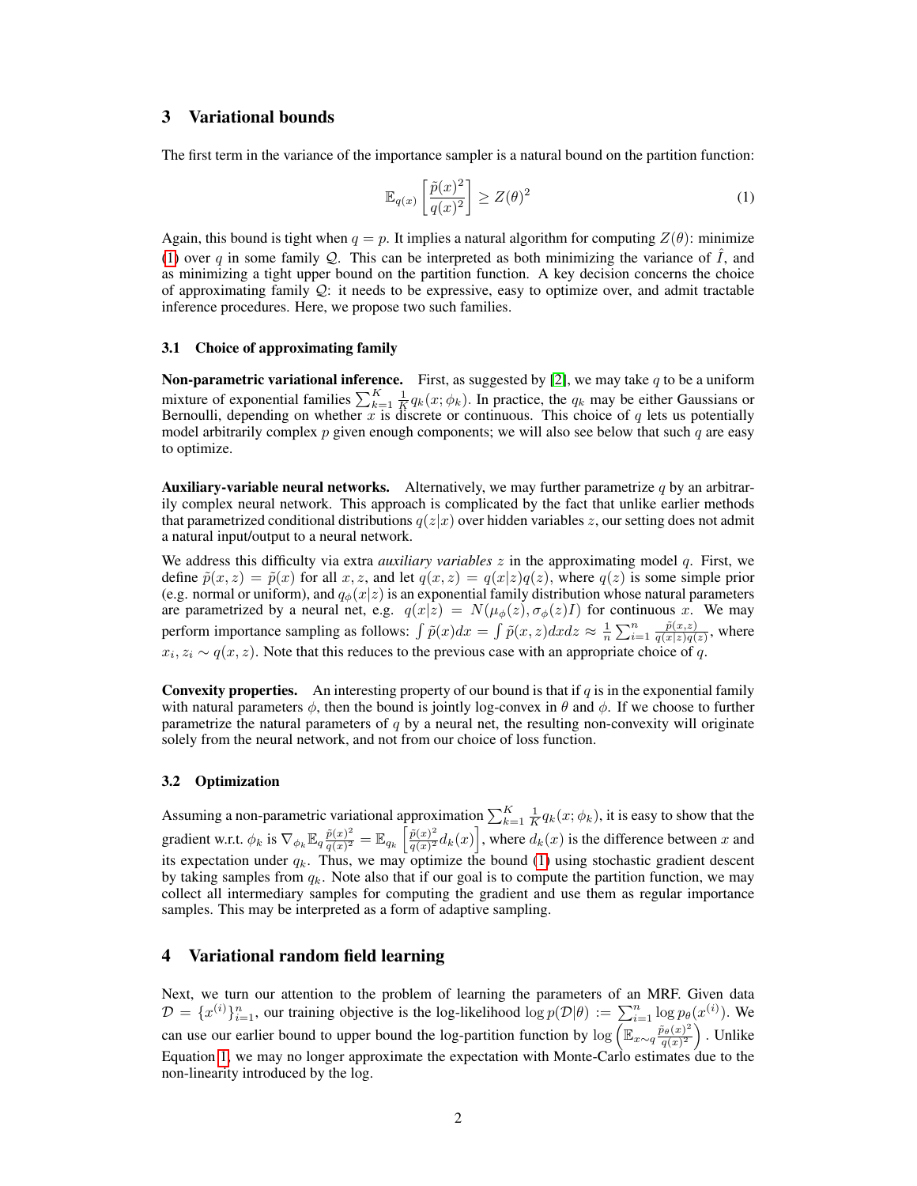## 3 Variational bounds

The first term in the variance of the importance sampler is a natural bound on the partition function:

$$\mathbb{E}_{q(x)}\left[\frac{\tilde{p}(x)^2}{q(x)^2}\right] \geq Z(\theta)^2 \tag{1}$$

Again, this bound is tight when $q = p$. It implies a natural algorithm for computing $Z(\theta)$: minimize (1) over $q$ in some family $\mathcal{Q}$. This can be interpreted as both minimizing the variance of $\hat{I}$, and as minimizing a tight upper bound on the partition function. A key decision concerns the choice of approximating family $\mathcal{Q}$: it needs to be expressive, easy to optimize over, and admit tractable inference procedures. Here, we propose two such families.

### 3.1 Choice of approximating family

**Non-parametric variational inference.** First, as suggested by [2], we may take $q$ to be a uniform mixture of exponential families $\sum_{k=1}^K \frac{1}{K} q_k(x; \phi_k)$. In practice, the $q_k$ may be either Gaussians or Bernoulli, depending on whether $x$ is discrete or continuous. This choice of $q$ lets us potentially model arbitrarily complex $p$ given enough components; we will also see below that such $q$ are easy to optimize.

**Auxiliary-variable neural networks.** Alternatively, we may further parametrize $q$ by an arbitrarily complex neural network. This approach is complicated by the fact that unlike earlier methods that parametrized conditional distributions $q(z|x)$ over hidden variables $z$, our setting does not admit a natural input/output to a neural network.

We address this difficulty via extra *auxiliary variables* $z$ in the approximating model $q$. First, we define $\tilde{p}(x, z) = \tilde{p}(x)$ for all $x, z$, and let $q(x, z) = q(x|z)q(z)$, where $q(z)$ is some simple prior (e.g. normal or uniform), and $q_\phi(x|z)$ is an exponential family distribution whose natural parameters are parametrized by a neural net, e.g. $q(x|z) = N(\mu_\phi(z), \sigma_\phi(z)I)$ for continuous $x$. We may perform importance sampling as follows: $\int \tilde{p}(x)dx = \int \tilde{p}(x, z)dxdz \approx \frac{1}{n}\sum_{i=1}^n \frac{\tilde{p}(x,z)}{q(x|z)q(z)}$, where $x_i, z_i \sim q(x, z)$. Note that this reduces to the previous case with an appropriate choice of $q$.

**Convexity properties.** An interesting property of our bound is that if $q$ is in the exponential family with natural parameters $\phi$, then the bound is jointly log-convex in $\theta$ and $\phi$. If we choose to further parametrize the natural parameters of $q$ by a neural net, the resulting non-convexity will originate solely from the neural network, and not from our choice of loss function.

### 3.2 Optimization

Assuming a non-parametric variational approximation $\sum_{k=1}^K \frac{1}{K} q_k(x; \phi_k)$, it is easy to show that the gradient w.r.t. $\phi_k$ is $\nabla_{\phi_k} \mathbb{E}_q \frac{\tilde{p}(x)^2}{q(x)^2} = \mathbb{E}_{q_k}\left[\frac{\tilde{p}(x)^2}{q(x)^2} d_k(x)\right]$, where $d_k(x)$ is the difference between $x$ and its expectation under $q_k$. Thus, we may optimize the bound (1) using stochastic gradient descent by taking samples from $q_k$. Note also that if our goal is to compute the partition function, we may collect all intermediary samples for computing the gradient and use them as regular importance samples. This may be interpreted as a form of adaptive sampling.

## 4 Variational random field learning

Next, we turn our attention to the problem of learning the parameters of an MRF. Given data $\mathcal{D} = \{x^{(i)}\}_{i=1}^n$, our training objective is the log-likelihood $\log p(\mathcal{D}|\theta) := \sum_{i=1}^n \log p_\theta(x^{(i)})$. We can use our earlier bound to upper bound the log-partition function by $\log\left(\mathbb{E}_{x\sim q} \frac{\tilde{p}_\theta(x)^2}{q(x)^2}\right)$. Unlike Equation 1, we may no longer approximate the expectation with Monte-Carlo estimates due to the non-linearity introduced by the log.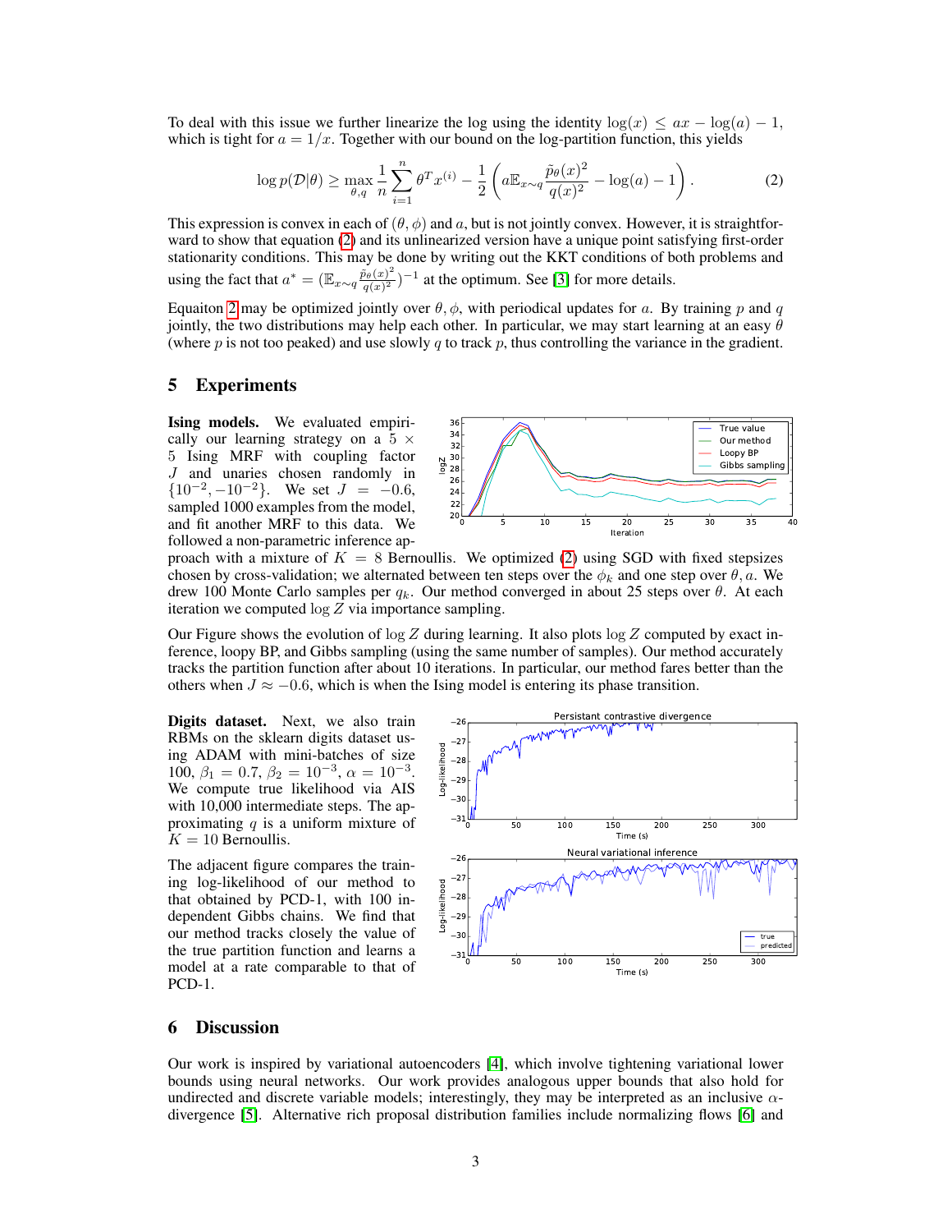To deal with this issue we further linearize the log using the identity $\log(x) \leq ax - \log(a) - 1$, which is tight for $a = 1/x$. Together with our bound on the log-partition function, this yields

$$\log p(\mathcal{D}|\theta) \geq \max_{\theta,q} \frac{1}{n} \sum_{i=1}^{n} \theta^T x^{(i)} - \frac{1}{2} \left( a\mathbb{E}_{x\sim q} \frac{\tilde{p}_\theta(x)^2}{q(x)^2} - \log(a) - 1 \right). \tag{2}$$

This expression is convex in each of $(\theta, \phi)$ and $a$, but is not jointly convex. However, it is straightforward to show that equation (2) and its unlinearized version have a unique point satisfying first-order stationarity conditions. This may be done by writing out the KKT conditions of both problems and using the fact that $a^* = (\mathbb{E}_{x\sim q} \frac{\tilde{p}_\theta(x)^2}{q(x)^2})^{-1}$ at the optimum. See [3] for more details.

Equaiton 2 may be optimized jointly over $\theta, \phi$, with periodical updates for $a$. By training $p$ and $q$ jointly, the two distributions may help each other. In particular, we may start learning at an easy $\theta$ (where $p$ is not too peaked) and use slowly $q$ to track $p$, thus controlling the variance in the gradient.

## 5 Experiments

**Ising models.** We evaluated empirically our learning strategy on a $5 \times 5$ Ising MRF with coupling factor $J$ and unaries chosen randomly in $\{10^{-2}, -10^{-2}\}$. We set $J = -0.6$, sampled 1000 examples from the model, and fit another MRF to this data. We followed a non-parametric inference approach with a mixture of $K = 8$ Bernoullis. We optimized (2) using SGD with fixed stepsizes chosen by cross-validation; we alternated between ten steps over the $\phi_k$ and one step over $\theta, a$. We drew 100 Monte Carlo samples per $q_k$. Our method converged in about 25 steps over $\theta$. At each iteration we computed $\log Z$ via importance sampling.

Our Figure shows the evolution of $\log Z$ during learning. It also plots $\log Z$ computed by exact inference, loopy BP, and Gibbs sampling (using the same number of samples). Our method accurately tracks the partition function after about 10 iterations. In particular, our method fares better than the others when $J \approx -0.6$, which is when the Ising model is entering its phase transition.

**Digits dataset.** Next, we also train RBMs on the sklearn digits dataset using ADAM with mini-batches of size 100, $\beta_1 = 0.7$, $\beta_2 = 10^{-3}$, $\alpha = 10^{-3}$. We compute true likelihood via AIS with 10,000 intermediate steps. The approximating $q$ is a uniform mixture of $K = 10$ Bernoullis.

The adjacent figure compares the training log-likelihood of our method to that obtained by PCD-1, with 100 independent Gibbs chains. We find that our method tracks closely the value of the true partition function and learns a model at a rate comparable to that of PCD-1.

## 6 Discussion

Our work is inspired by variational autoencoders [4], which involve tightening variational lower bounds using neural networks. Our work provides analogous upper bounds that also hold for undirected and discrete variable models; interestingly, they may be interpreted as an inclusive $\alpha$-divergence [5]. Alternative rich proposal distribution families include normalizing flows [6] and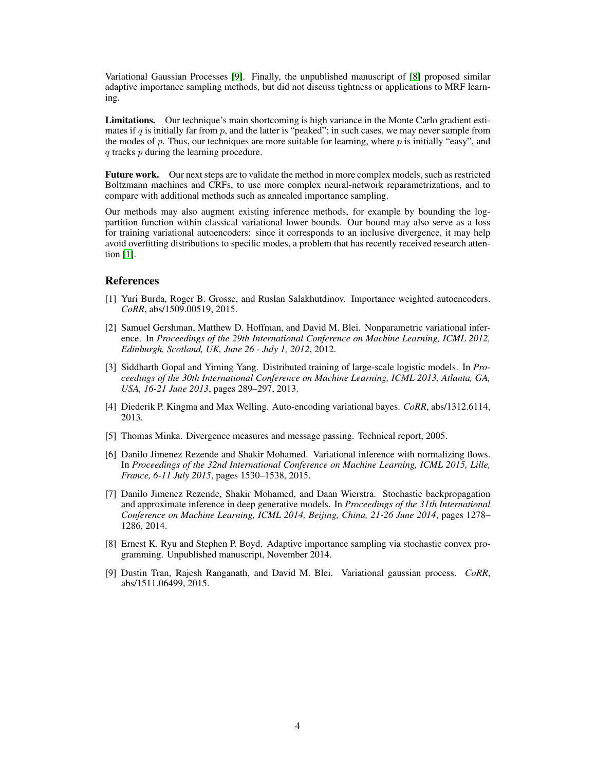Variational Gaussian Processes [9]. Finally, the unpublished manuscript of [8] proposed similar adaptive importance sampling methods, but did not discuss tightness or applications to MRF learning.

**Limitations.** Our technique's main shortcoming is high variance in the Monte Carlo gradient estimates if $q$ is initially far from $p$, and the latter is "peaked"; in such cases, we may never sample from the modes of $p$. Thus, our techniques are more suitable for learning, where $p$ is initially "easy", and $q$ tracks $p$ during the learning procedure.

**Future work.** Our next steps are to validate the method in more complex models, such as restricted Boltzmann machines and CRFs, to use more complex neural-network reparametrizations, and to compare with additional methods such as annealed importance sampling.

Our methods may also augment existing inference methods, for example by bounding the log-partition function within classical variational lower bounds. Our bound may also serve as a loss for training variational autoencoders: since it corresponds to an inclusive divergence, it may help avoid overfitting distributions to specific modes, a problem that has recently received research attention [1].

## References

[1] Yuri Burda, Roger B. Grosse, and Ruslan Salakhutdinov. Importance weighted autoencoders. *CoRR*, abs/1509.00519, 2015.

[2] Samuel Gershman, Matthew D. Hoffman, and David M. Blei. Nonparametric variational inference. In *Proceedings of the 29th International Conference on Machine Learning, ICML 2012, Edinburgh, Scotland, UK, June 26 - July 1, 2012*, 2012.

[3] Siddharth Gopal and Yiming Yang. Distributed training of large-scale logistic models. In *Proceedings of the 30th International Conference on Machine Learning, ICML 2013, Atlanta, GA, USA, 16-21 June 2013*, pages 289–297, 2013.

[4] Diederik P. Kingma and Max Welling. Auto-encoding variational bayes. *CoRR*, abs/1312.6114, 2013.

[5] Thomas Minka. Divergence measures and message passing. Technical report, 2005.

[6] Danilo Jimenez Rezende and Shakir Mohamed. Variational inference with normalizing flows. In *Proceedings of the 32nd International Conference on Machine Learning, ICML 2015, Lille, France, 6-11 July 2015*, pages 1530–1538, 2015.

[7] Danilo Jimenez Rezende, Shakir Mohamed, and Daan Wierstra. Stochastic backpropagation and approximate inference in deep generative models. In *Proceedings of the 31th International Conference on Machine Learning, ICML 2014, Beijing, China, 21-26 June 2014*, pages 1278–1286, 2014.

[8] Ernest K. Ryu and Stephen P. Boyd. Adaptive importance sampling via stochastic convex programming. Unpublished manuscript, November 2014.

[9] Dustin Tran, Rajesh Ranganath, and David M. Blei. Variational gaussian process. *CoRR*, abs/1511.06499, 2015.